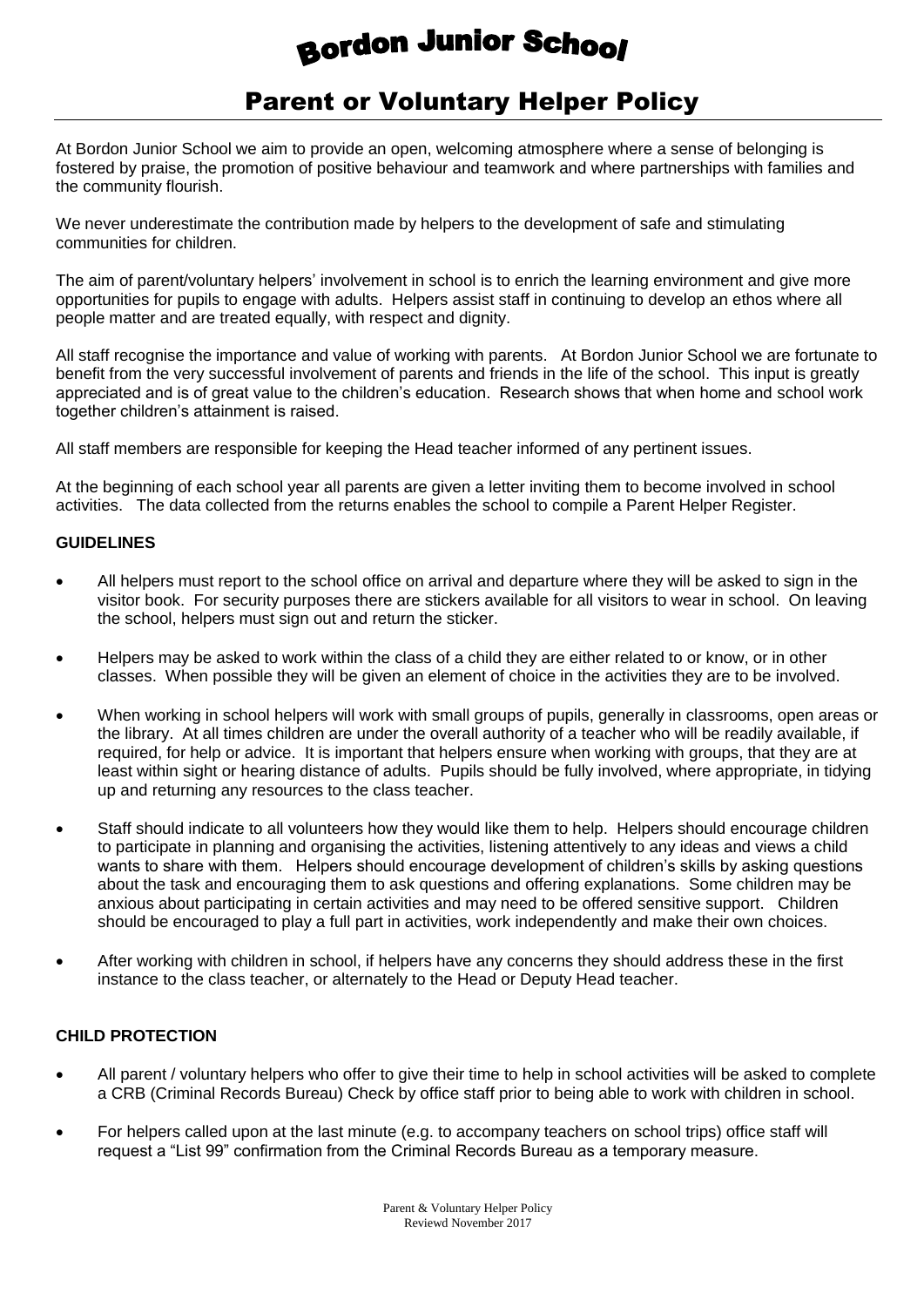# Bordon Junior School

## Parent or Voluntary Helper Policy

At Bordon Junior School we aim to provide an open, welcoming atmosphere where a sense of belonging is fostered by praise, the promotion of positive behaviour and teamwork and where partnerships with families and the community flourish.

We never underestimate the contribution made by helpers to the development of safe and stimulating communities for children.

The aim of parent/voluntary helpers' involvement in school is to enrich the learning environment and give more opportunities for pupils to engage with adults. Helpers assist staff in continuing to develop an ethos where all people matter and are treated equally, with respect and dignity.

All staff recognise the importance and value of working with parents. At Bordon Junior School we are fortunate to benefit from the very successful involvement of parents and friends in the life of the school. This input is greatly appreciated and is of great value to the children's education. Research shows that when home and school work together children's attainment is raised.

All staff members are responsible for keeping the Head teacher informed of any pertinent issues.

At the beginning of each school year all parents are given a letter inviting them to become involved in school activities. The data collected from the returns enables the school to compile a Parent Helper Register.

**GUIDELINES**

- All helpers must report to the school office on arrival and departure where they will be asked to sign in the visitor book. For security purposes there are stickers available for all visitors to wear in school. On leaving the school, helpers must sign out and return the sticker.
- Helpers may be asked to work within the class of a child they are either related to or know, or in other classes. When possible they will be given an element of choice in the activities they are to be involved.
- When working in school helpers will work with small groups of pupils, generally in classrooms, open areas or the library. At all times children are under the overall authority of a teacher who will be readily available, if required, for help or advice. It is important that helpers ensure when working with groups, that they are at least within sight or hearing distance of adults. Pupils should be fully involved, where appropriate, in tidying up and returning any resources to the class teacher.
- Staff should indicate to all volunteers how they would like them to help. Helpers should encourage children to participate in planning and organising the activities, listening attentively to any ideas and views a child wants to share with them. Helpers should encourage development of children's skills by asking questions about the task and encouraging them to ask questions and offering explanations. Some children may be anxious about participating in certain activities and may need to be offered sensitive support. Children should be encouraged to play a full part in activities, work independently and make their own choices.
- After working with children in school, if helpers have any concerns they should address these in the first instance to the class teacher, or alternately to the Head or Deputy Head teacher.

**CHILD PROTECTION**

- All parent / voluntary helpers who offer to give their time to help in school activities will be asked to complete a CRB (Criminal Records Bureau) Check by office staff prior to being able to work with children in school.
- For helpers called upon at the last minute (e.g. to accompany teachers on school trips) office staff will request a "List 99" confirmation from the Criminal Records Bureau as a temporary measure.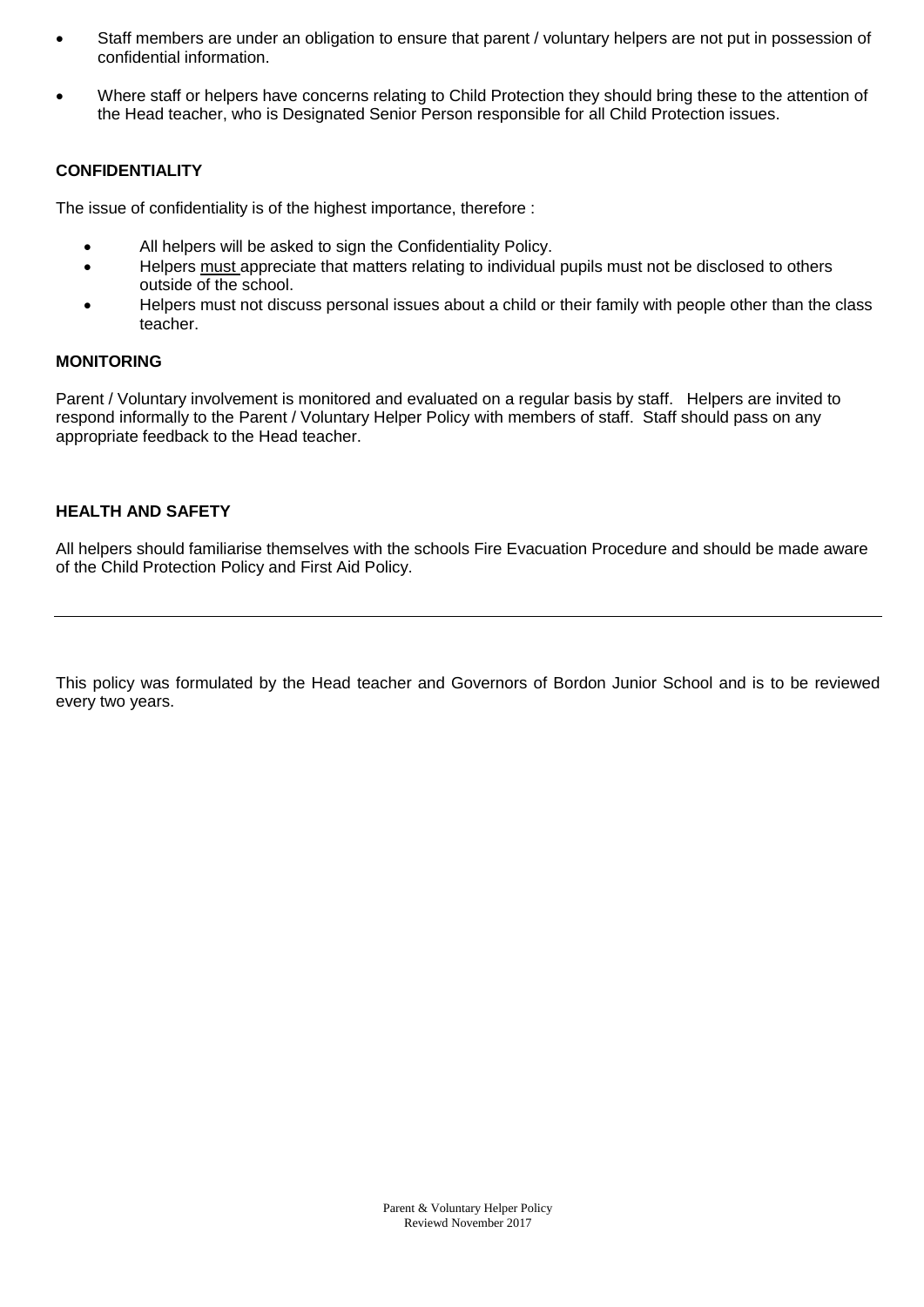- Staff members are under an obligation to ensure that parent / voluntary helpers are not put in possession of confidential information.
- Where staff or helpers have concerns relating to Child Protection they should bring these to the attention of the Head teacher, who is Designated Senior Person responsible for all Child Protection issues.

**CONFIDENTIALITY**

The issue of confidentiality is of the highest importance, therefore :

- All helpers will be asked to sign the Confidentiality Policy.
- Helpers must appreciate that matters relating to individual pupils must not be disclosed to others outside of the school.
- Helpers must not discuss personal issues about a child or their family with people other than the class teacher.

**MONITORING**

Parent / Voluntary involvement is monitored and evaluated on a regular basis by staff. Helpers are invited to respond informally to the Parent / Voluntary Helper Policy with members of staff. Staff should pass on any appropriate feedback to the Head teacher.

**HEALTH AND SAFETY**

All helpers should familiarise themselves with the schools Fire Evacuation Procedure and should be made aware of the Child Protection Policy and First Aid Policy.

---

This policy was formulated by the Head teacher and Governors of Bordon Junior School and is to be reviewed every two years.